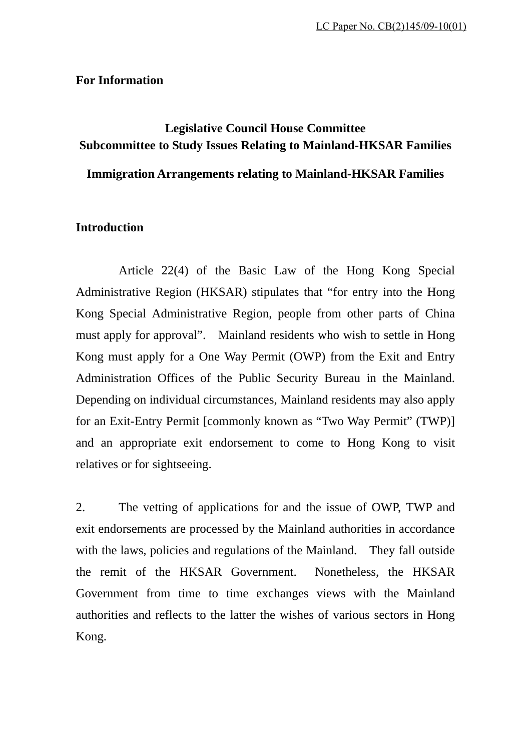LC Paper No. CB(2)145/09-10(01)

**For Information**

**Legislative Council House Committee**
**Subcommittee to Study Issues Relating to Mainland-HKSAR Families**

**Immigration Arrangements relating to Mainland-HKSAR Families**

## Introduction

Article 22(4) of the Basic Law of the Hong Kong Special Administrative Region (HKSAR) stipulates that "for entry into the Hong Kong Special Administrative Region, people from other parts of China must apply for approval". Mainland residents who wish to settle in Hong Kong must apply for a One Way Permit (OWP) from the Exit and Entry Administration Offices of the Public Security Bureau in the Mainland. Depending on individual circumstances, Mainland residents may also apply for an Exit-Entry Permit [commonly known as "Two Way Permit" (TWP)] and an appropriate exit endorsement to come to Hong Kong to visit relatives or for sightseeing.

2. The vetting of applications for and the issue of OWP, TWP and exit endorsements are processed by the Mainland authorities in accordance with the laws, policies and regulations of the Mainland. They fall outside the remit of the HKSAR Government. Nonetheless, the HKSAR Government from time to time exchanges views with the Mainland authorities and reflects to the latter the wishes of various sectors in Hong Kong.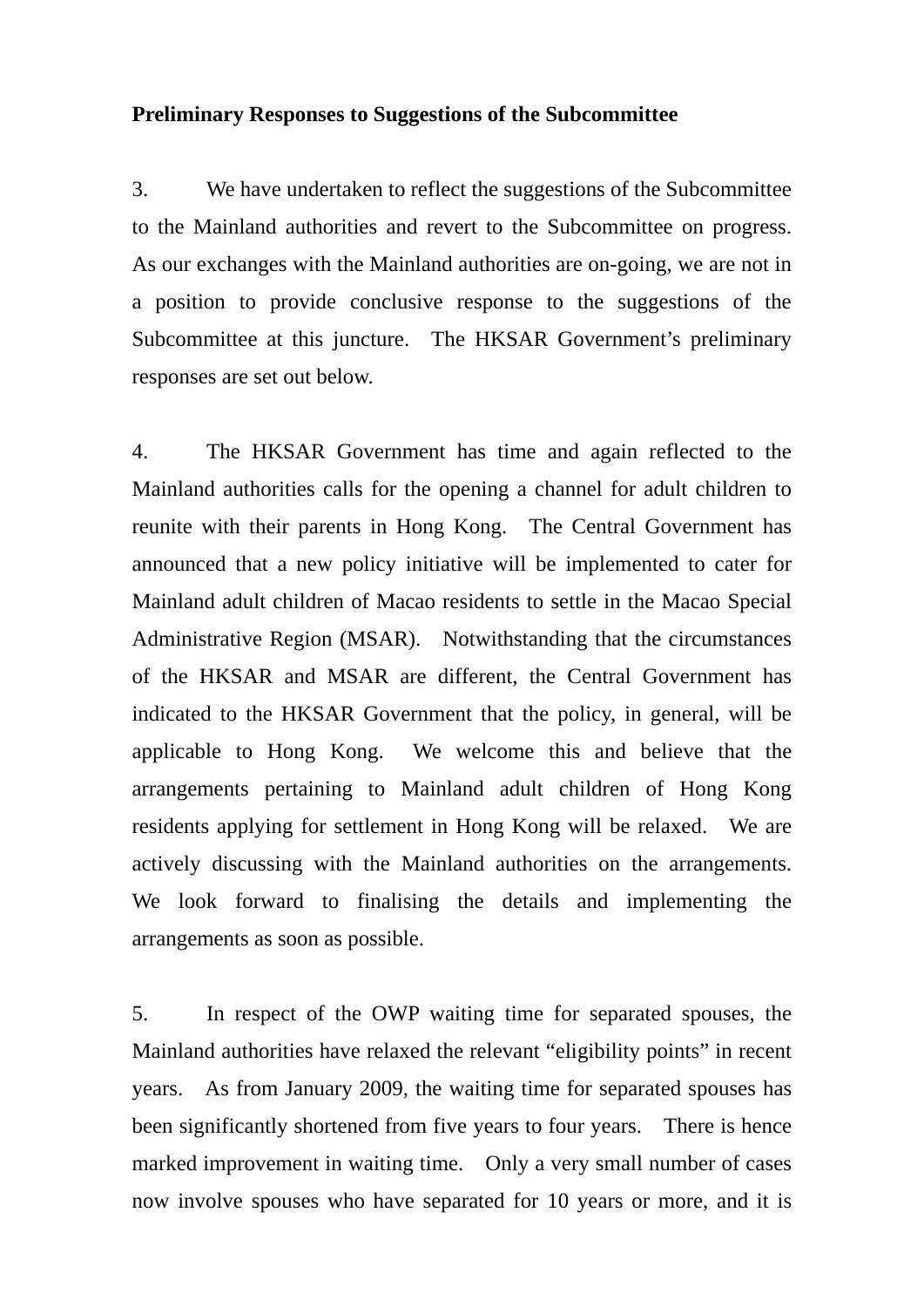**Preliminary Responses to Suggestions of the Subcommittee**

3. We have undertaken to reflect the suggestions of the Subcommittee to the Mainland authorities and revert to the Subcommittee on progress. As our exchanges with the Mainland authorities are on-going, we are not in a position to provide conclusive response to the suggestions of the Subcommittee at this juncture. The HKSAR Government's preliminary responses are set out below.

4. The HKSAR Government has time and again reflected to the Mainland authorities calls for the opening a channel for adult children to reunite with their parents in Hong Kong. The Central Government has announced that a new policy initiative will be implemented to cater for Mainland adult children of Macao residents to settle in the Macao Special Administrative Region (MSAR). Notwithstanding that the circumstances of the HKSAR and MSAR are different, the Central Government has indicated to the HKSAR Government that the policy, in general, will be applicable to Hong Kong. We welcome this and believe that the arrangements pertaining to Mainland adult children of Hong Kong residents applying for settlement in Hong Kong will be relaxed. We are actively discussing with the Mainland authorities on the arrangements. We look forward to finalising the details and implementing the arrangements as soon as possible.

5. In respect of the OWP waiting time for separated spouses, the Mainland authorities have relaxed the relevant "eligibility points" in recent years. As from January 2009, the waiting time for separated spouses has been significantly shortened from five years to four years. There is hence marked improvement in waiting time. Only a very small number of cases now involve spouses who have separated for 10 years or more, and it is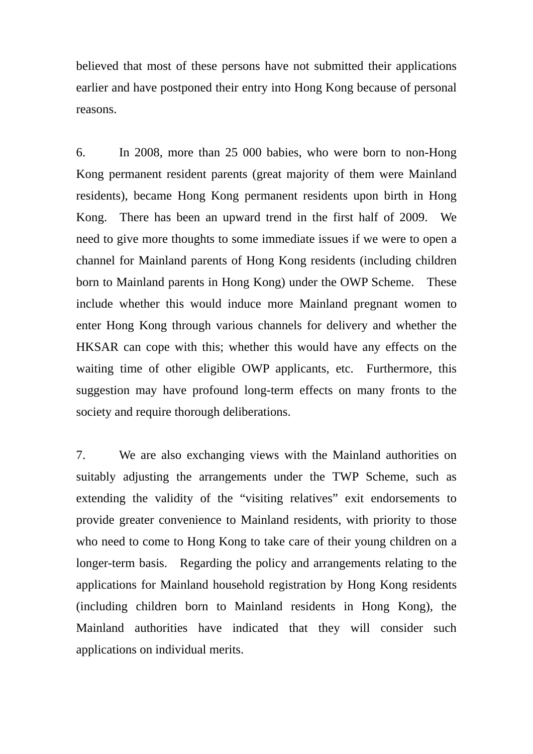believed that most of these persons have not submitted their applications earlier and have postponed their entry into Hong Kong because of personal reasons.

6. In 2008, more than 25 000 babies, who were born to non-Hong Kong permanent resident parents (great majority of them were Mainland residents), became Hong Kong permanent residents upon birth in Hong Kong. There has been an upward trend in the first half of 2009. We need to give more thoughts to some immediate issues if we were to open a channel for Mainland parents of Hong Kong residents (including children born to Mainland parents in Hong Kong) under the OWP Scheme. These include whether this would induce more Mainland pregnant women to enter Hong Kong through various channels for delivery and whether the HKSAR can cope with this; whether this would have any effects on the waiting time of other eligible OWP applicants, etc. Furthermore, this suggestion may have profound long-term effects on many fronts to the society and require thorough deliberations.

7. We are also exchanging views with the Mainland authorities on suitably adjusting the arrangements under the TWP Scheme, such as extending the validity of the "visiting relatives" exit endorsements to provide greater convenience to Mainland residents, with priority to those who need to come to Hong Kong to take care of their young children on a longer-term basis. Regarding the policy and arrangements relating to the applications for Mainland household registration by Hong Kong residents (including children born to Mainland residents in Hong Kong), the Mainland authorities have indicated that they will consider such applications on individual merits.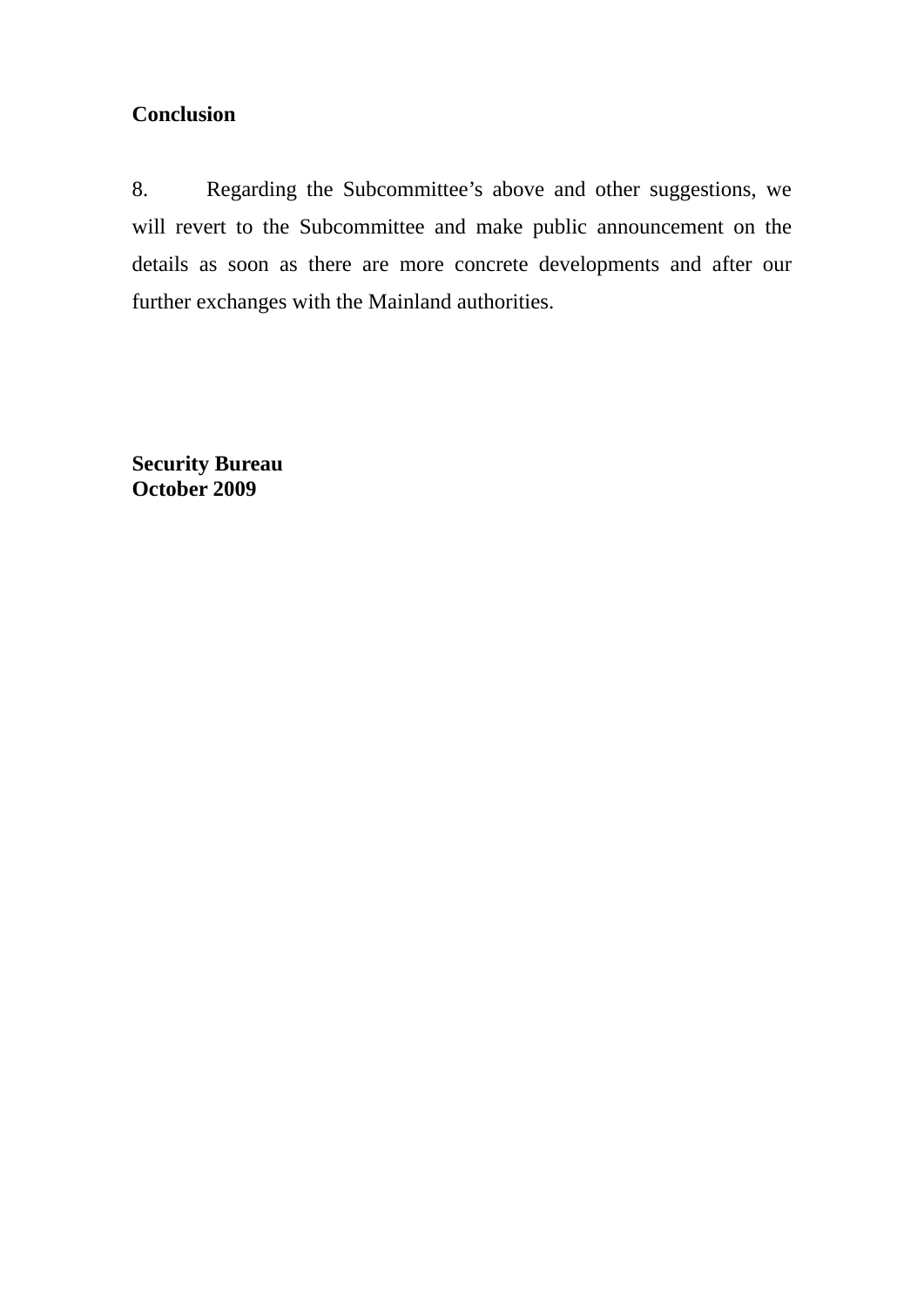**Conclusion**

8. Regarding the Subcommittee's above and other suggestions, we will revert to the Subcommittee and make public announcement on the details as soon as there are more concrete developments and after our further exchanges with the Mainland authorities.

**Security Bureau**
**October 2009**